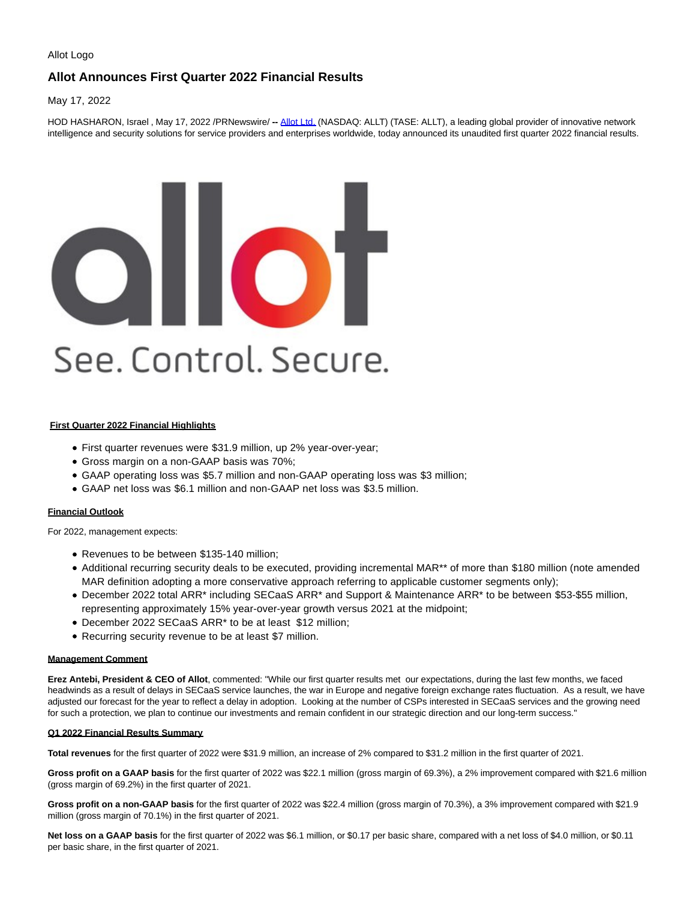Allot Logo

# Allot Announces First Quarter 2022 Financial Results

May 17, 2022

HOD HASHARON, Israel , May 17, 2022 /PRNewswire/ -- Allot Ltd. (NASDAQ: ALLT) (TASE: ALLT), a leading global provider of innovative network intelligence and security solutions for service providers and enterprises worldwide, today announced its unaudited first quarter 2022 financial results.

**First Quarter 2022 Financial Highlights**

- First quarter revenues were $31.9 million, up 2% year-over-year;
- Gross margin on a non-GAAP basis was 70%;
- GAAP operating loss was $5.7 million and non-GAAP operating loss was $3 million;
- GAAP net loss was $6.1 million and non-GAAP net loss was $3.5 million.

**Financial Outlook**

For 2022, management expects:

- Revenues to be between $135-140 million;
- Additional recurring security deals to be executed, providing incremental MAR** of more than $180 million (note amended MAR definition adopting a more conservative approach referring to applicable customer segments only);
- December 2022 total ARR* including SECaaS ARR* and Support & Maintenance ARR* to be between $53-$55 million, representing approximately 15% year-over-year growth versus 2021 at the midpoint;
- December 2022 SECaaS ARR* to be at least $12 million;
- Recurring security revenue to be at least $7 million.

**Management Comment**

**Erez Antebi, President & CEO of Allot**, commented: "While our first quarter results met our expectations, during the last few months, we faced headwinds as a result of delays in SECaaS service launches, the war in Europe and negative foreign exchange rates fluctuation. As a result, we have adjusted our forecast for the year to reflect a delay in adoption. Looking at the number of CSPs interested in SECaaS services and the growing need for such a protection, we plan to continue our investments and remain confident in our strategic direction and our long-term success."

**Q1 2022 Financial Results Summary**

**Total revenues** for the first quarter of 2022 were $31.9 million, an increase of 2% compared to $31.2 million in the first quarter of 2021.

**Gross profit on a GAAP basis** for the first quarter of 2022 was $22.1 million (gross margin of 69.3%), a 2% improvement compared with $21.6 million (gross margin of 69.2%) in the first quarter of 2021.

**Gross profit on a non-GAAP basis** for the first quarter of 2022 was $22.4 million (gross margin of 70.3%), a 3% improvement compared with $21.9 million (gross margin of 70.1%) in the first quarter of 2021.

**Net loss on a GAAP basis** for the first quarter of 2022 was $6.1 million, or $0.17 per basic share, compared with a net loss of $4.0 million, or $0.11 per basic share, in the first quarter of 2021.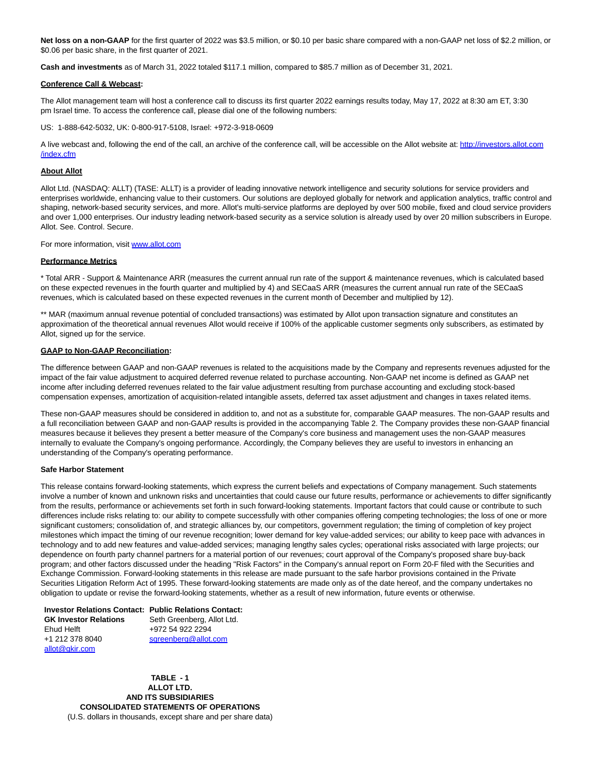**Net loss on a non-GAAP** for the first quarter of 2022 was $3.5 million, or $0.10 per basic share compared with a non-GAAP net loss of $2.2 million, or $0.06 per basic share, in the first quarter of 2021.

**Cash and investments** as of March 31, 2022 totaled $117.1 million, compared to $85.7 million as of December 31, 2021.

**Conference Call & Webcast:**

The Allot management team will host a conference call to discuss its first quarter 2022 earnings results today, May 17, 2022 at 8:30 am ET, 3:30 pm Israel time. To access the conference call, please dial one of the following numbers:

US: 1-888-642-5032, UK: 0-800-917-5108, Israel: +972-3-918-0609

A live webcast and, following the end of the call, an archive of the conference call, will be accessible on the Allot website at: http://investors.allot.com/index.cfm

**About Allot**

Allot Ltd. (NASDAQ: ALLT) (TASE: ALLT) is a provider of leading innovative network intelligence and security solutions for service providers and enterprises worldwide, enhancing value to their customers. Our solutions are deployed globally for network and application analytics, traffic control and shaping, network-based security services, and more. Allot's multi-service platforms are deployed by over 500 mobile, fixed and cloud service providers and over 1,000 enterprises. Our industry leading network-based security as a service solution is already used by over 20 million subscribers in Europe. Allot. See. Control. Secure.

For more information, visit www.allot.com

**Performance Metrics**

* Total ARR - Support & Maintenance ARR (measures the current annual run rate of the support & maintenance revenues, which is calculated based on these expected revenues in the fourth quarter and multiplied by 4) and SECaaS ARR (measures the current annual run rate of the SECaaS revenues, which is calculated based on these expected revenues in the current month of December and multiplied by 12).

** MAR (maximum annual revenue potential of concluded transactions) was estimated by Allot upon transaction signature and constitutes an approximation of the theoretical annual revenues Allot would receive if 100% of the applicable customer segments only subscribers, as estimated by Allot, signed up for the service.

**GAAP to Non-GAAP Reconciliation:**

The difference between GAAP and non-GAAP revenues is related to the acquisitions made by the Company and represents revenues adjusted for the impact of the fair value adjustment to acquired deferred revenue related to purchase accounting. Non-GAAP net income is defined as GAAP net income after including deferred revenues related to the fair value adjustment resulting from purchase accounting and excluding stock-based compensation expenses, amortization of acquisition-related intangible assets, deferred tax asset adjustment and changes in taxes related items.

These non-GAAP measures should be considered in addition to, and not as a substitute for, comparable GAAP measures. The non-GAAP results and a full reconciliation between GAAP and non-GAAP results is provided in the accompanying Table 2. The Company provides these non-GAAP financial measures because it believes they present a better measure of the Company's core business and management uses the non-GAAP measures internally to evaluate the Company's ongoing performance. Accordingly, the Company believes they are useful to investors in enhancing an understanding of the Company's operating performance.

**Safe Harbor Statement**

This release contains forward-looking statements, which express the current beliefs and expectations of Company management. Such statements involve a number of known and unknown risks and uncertainties that could cause our future results, performance or achievements to differ significantly from the results, performance or achievements set forth in such forward-looking statements. Important factors that could cause or contribute to such differences include risks relating to: our ability to compete successfully with other companies offering competing technologies; the loss of one or more significant customers; consolidation of, and strategic alliances by, our competitors, government regulation; the timing of completion of key project milestones which impact the timing of our revenue recognition; lower demand for key value-added services; our ability to keep pace with advances in technology and to add new features and value-added services; managing lengthy sales cycles; operational risks associated with large projects; our dependence on fourth party channel partners for a material portion of our revenues; court approval of the Company's proposed share buy-back program; and other factors discussed under the heading "Risk Factors" in the Company's annual report on Form 20-F filed with the Securities and Exchange Commission. Forward-looking statements in this release are made pursuant to the safe harbor provisions contained in the Private Securities Litigation Reform Act of 1995. These forward-looking statements are made only as of the date hereof, and the company undertakes no obligation to update or revise the forward-looking statements, whether as a result of new information, future events or otherwise.

| **Investor Relations Contact:** | **Public Relations Contact:** |
|---|---|
| **GK Investor Relations** | Seth Greenberg, Allot Ltd. |
| Ehud Helft | +972 54 922 2294 |
| +1 212 378 8040 | sgreenberg@allot.com |
| allot@gkir.com | |

**TABLE - 1**
**ALLOT LTD.**
**AND ITS SUBSIDIARIES**
**CONSOLIDATED STATEMENTS OF OPERATIONS**
(U.S. dollars in thousands, except share and per share data)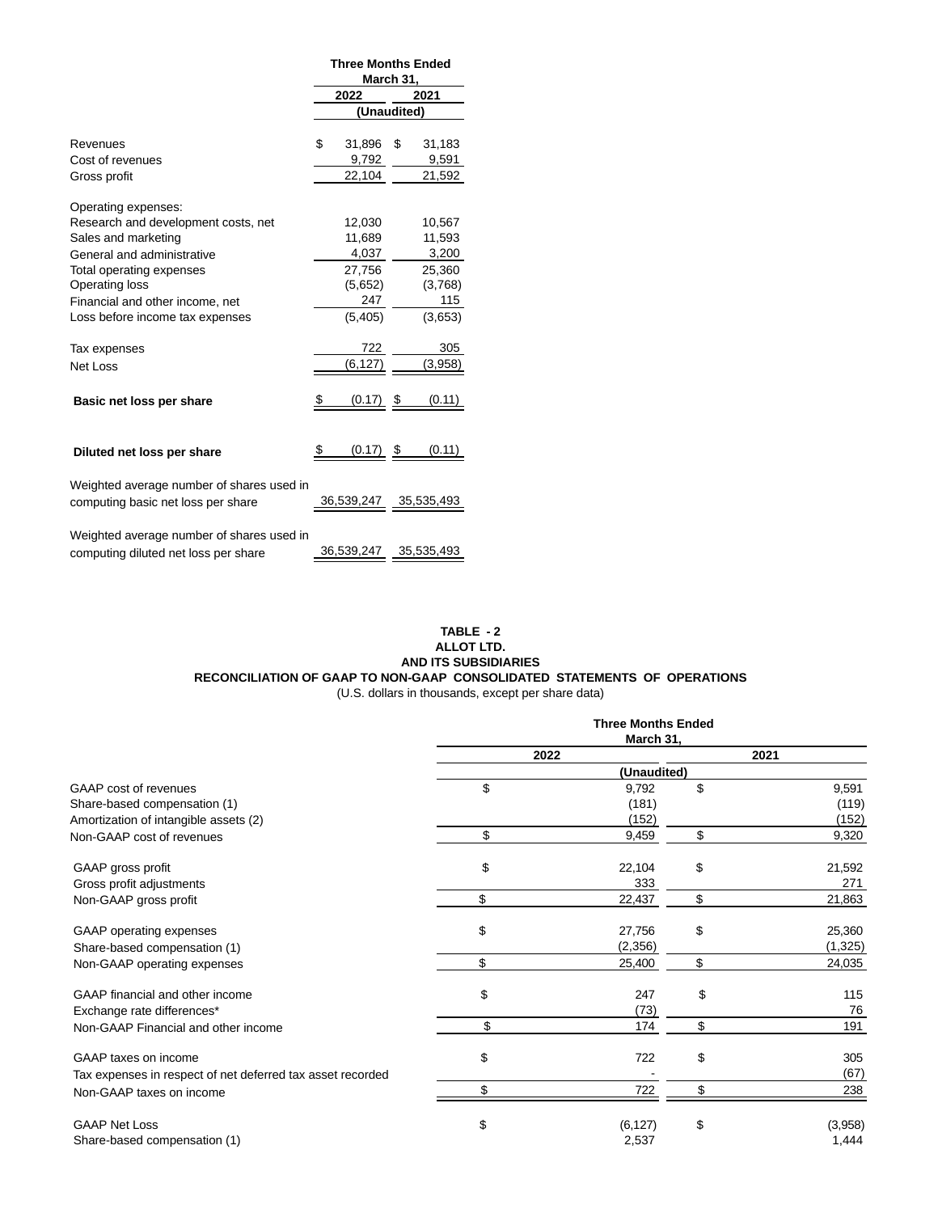| | Three Months Ended March 31, | |
|---|---|---|
| | 2022 | 2021 |
| | (Unaudited) | |
| Revenues | $ 31,896 | $ 31,183 |
| Cost of revenues | 9,792 | 9,591 |
| Gross profit | 22,104 | 21,592 |
| Operating expenses: | | |
| Research and development costs, net | 12,030 | 10,567 |
| Sales and marketing | 11,689 | 11,593 |
| General and administrative | 4,037 | 3,200 |
| Total operating expenses | 27,756 | 25,360 |
| Operating loss | (5,652) | (3,768) |
| Financial and other income, net | 247 | 115 |
| Loss before income tax expenses | (5,405) | (3,653) |
| Tax expenses | 722 | 305 |
| Net Loss | (6,127) | (3,958) |
| **Basic net loss per share** | $ (0.17) | $ (0.11) |
| **Diluted net loss per share** | $ (0.17) | $ (0.11) |
| Weighted average number of shares used in computing basic net loss per share | 36,539,247 | 35,535,493 |
| Weighted average number of shares used in computing diluted net loss per share | 36,539,247 | 35,535,493 |

**TABLE - 2**
**ALLOT LTD.**
**AND ITS SUBSIDIARIES**
**RECONCILIATION OF GAAP TO NON-GAAP CONSOLIDATED STATEMENTS OF OPERATIONS**
(U.S. dollars in thousands, except per share data)

| | Three Months Ended March 31, | |
|---|---|---|
| | 2022 | 2021 |
| | (Unaudited) | |
| GAAP cost of revenues | $ 9,792 | $ 9,591 |
| Share-based compensation (1) | (181) | (119) |
| Amortization of intangible assets (2) | (152) | (152) |
| Non-GAAP cost of revenues | $ 9,459 | $ 9,320 |
| GAAP gross profit | $ 22,104 | $ 21,592 |
| Gross profit adjustments | 333 | 271 |
| Non-GAAP gross profit | $ 22,437 | $ 21,863 |
| GAAP operating expenses | $ 27,756 | $ 25,360 |
| Share-based compensation (1) | (2,356) | (1,325) |
| Non-GAAP operating expenses | $ 25,400 | $ 24,035 |
| GAAP financial and other income | $ 247 | $ 115 |
| Exchange rate differences* | (73) | 76 |
| Non-GAAP Financial and other income | $ 174 | $ 191 |
| GAAP taxes on income | $ 722 | $ 305 |
| Tax expenses in respect of net deferred tax asset recorded | - | (67) |
| Non-GAAP taxes on income | $ 722 | $ 238 |
| GAAP Net Loss | $ (6,127) | $ (3,958) |
| Share-based compensation (1) | 2,537 | 1,444 |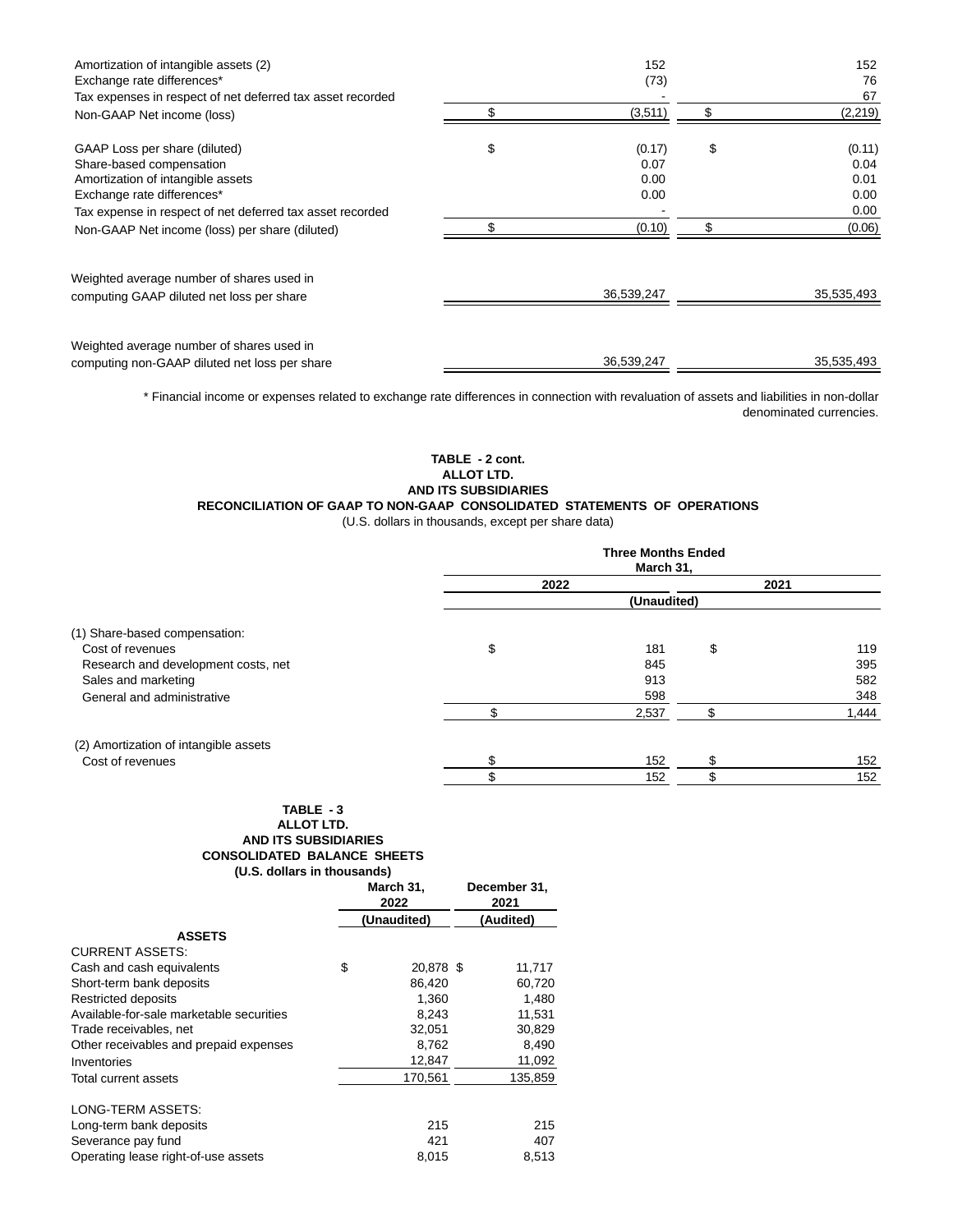| | | 2022 | | 2021 |
|---|---|---|---|---|
| Amortization of intangible assets (2) | | 152 | | 152 |
| Exchange rate differences* | | (73) | | 76 |
| Tax expenses in respect of net deferred tax asset recorded | | - | | 67 |
| Non-GAAP Net income (loss) | $ | (3,511) | $ | (2,219) |
| | | | | |
| GAAP Loss per share (diluted) | $ | (0.17) | $ | (0.11) |
| Share-based compensation | | 0.07 | | 0.04 |
| Amortization of intangible assets | | 0.00 | | 0.01 |
| Exchange rate differences* | | 0.00 | | 0.00 |
| Tax expense in respect of net deferred tax asset recorded | | - | | 0.00 |
| Non-GAAP Net income (loss) per share (diluted) | $ | (0.10) | $ | (0.06) |
| | | | | |
| Weighted average number of shares used in computing GAAP diluted net loss per share | | 36,539,247 | | 35,535,493 |
| | | | | |
| Weighted average number of shares used in computing non-GAAP diluted net loss per share | | 36,539,247 | | 35,535,493 |

\* Financial income or expenses related to exchange rate differences in connection with revaluation of assets and liabilities in non-dollar denominated currencies.

**TABLE - 2 cont.**
**ALLOT LTD.**
**AND ITS SUBSIDIARIES**
**RECONCILIATION OF GAAP TO NON-GAAP CONSOLIDATED STATEMENTS OF OPERATIONS**
(U.S. dollars in thousands, except per share data)

| | Three Months Ended March 31, | | | |
|---|---|---|---|---|
| | 2022 | | 2021 | |
| | (Unaudited) | | | |
| (1) Share-based compensation: | | | | |
| Cost of revenues | $ | 181 | $ | 119 |
| Research and development costs, net | | 845 | | 395 |
| Sales and marketing | | 913 | | 582 |
| General and administrative | | 598 | | 348 |
| | $ | 2,537 | $ | 1,444 |
| | | | | |
| (2) Amortization of intangible assets | | | | |
| Cost of revenues | $ | 152 | $ | 152 |
| | $ | 152 | $ | 152 |

**TABLE - 3**
**ALLOT LTD.**
**AND ITS SUBSIDIARIES**
**CONSOLIDATED BALANCE SHEETS**
**(U.S. dollars in thousands)**

| | | March 31, 2022 | December 31, 2021 |
|---|---|---|---|
| | | (Unaudited) | (Audited) |
| **ASSETS** | | | |
| CURRENT ASSETS: | | | |
| Cash and cash equivalents | $ | 20,878 | $ 11,717 |
| Short-term bank deposits | | 86,420 | 60,720 |
| Restricted deposits | | 1,360 | 1,480 |
| Available-for-sale marketable securities | | 8,243 | 11,531 |
| Trade receivables, net | | 32,051 | 30,829 |
| Other receivables and prepaid expenses | | 8,762 | 8,490 |
| Inventories | | 12,847 | 11,092 |
| Total current assets | | 170,561 | 135,859 |
| | | | |
| LONG-TERM ASSETS: | | | |
| Long-term bank deposits | | 215 | 215 |
| Severance pay fund | | 421 | 407 |
| Operating lease right-of-use assets | | 8,015 | 8,513 |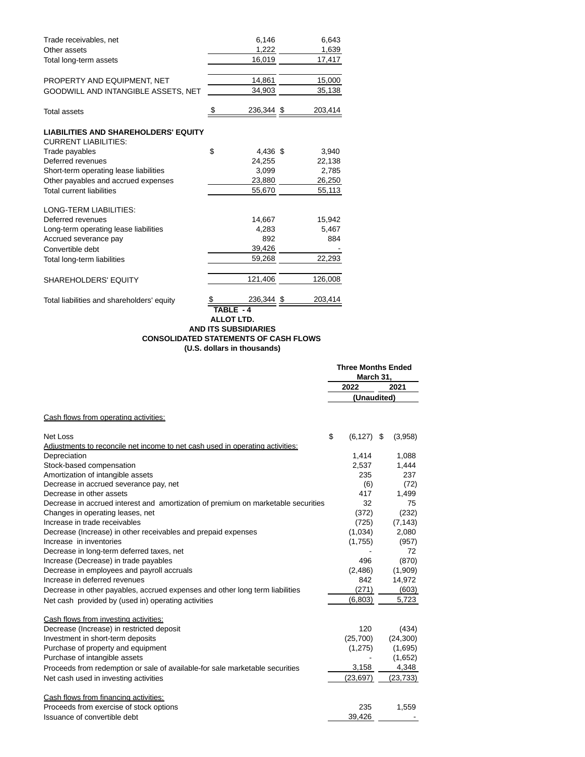| | | |
|---|---|---|
| Trade receivables, net | 6,146 | 6,643 |
| Other assets | 1,222 | 1,639 |
| Total long-term assets | 16,019 | 17,417 |
| | | |
| PROPERTY AND EQUIPMENT, NET | 14,861 | 15,000 |
| GOODWILL AND INTANGIBLE ASSETS, NET | 34,903 | 35,138 |
| | | |
| Total assets | $ 236,344 | $ 203,414 |
| | | |
| **LIABILITIES AND SHAREHOLDERS' EQUITY** | | |
| CURRENT LIABILITIES: | | |
| Trade payables | $ 4,436 | $ 3,940 |
| Deferred revenues | 24,255 | 22,138 |
| Short-term operating lease liabilities | 3,099 | 2,785 |
| Other payables and accrued expenses | 23,880 | 26,250 |
| Total current liabilities | 55,670 | 55,113 |
| | | |
| LONG-TERM LIABILITIES: | | |
| Deferred revenues | 14,667 | 15,942 |
| Long-term operating lease liabilities | 4,283 | 5,467 |
| Accrued severance pay | 892 | 884 |
| Convertible debt | 39,426 | - |
| Total long-term liabilities | 59,268 | 22,293 |
| | | |
| SHAREHOLDERS' EQUITY | 121,406 | 126,008 |
| | | |
| Total liabilities and shareholders' equity | $ 236,344 | $ 203,414 |

**TABLE - 4**

**ALLOT LTD.**

**AND ITS SUBSIDIARIES**

**CONSOLIDATED STATEMENTS OF CASH FLOWS**

**(U.S. dollars in thousands)**

| | **Three Months Ended March 31,** | |
|---|---|---|
| | **2022** | **2021** |
| | **(Unaudited)** | |
| Cash flows from operating activities: | | |
| | | |
| Net Loss | $ (6,127) | $ (3,958) |
| Adjustments to reconcile net income to net cash used in operating activities: | | |
| Depreciation | 1,414 | 1,088 |
| Stock-based compensation | 2,537 | 1,444 |
| Amortization of intangible assets | 235 | 237 |
| Decrease in accrued severance pay, net | (6) | (72) |
| Decrease in other assets | 417 | 1,499 |
| Decrease in accrued interest and amortization of premium on marketable securities | 32 | 75 |
| Changes in operating leases, net | (372) | (232) |
| Increase in trade receivables | (725) | (7,143) |
| Decrease (Increase) in other receivables and prepaid expenses | (1,034) | 2,080 |
| Increase in inventories | (1,755) | (957) |
| Decrease in long-term deferred taxes, net | - | 72 |
| Increase (Decrease) in trade payables | 496 | (870) |
| Decrease in employees and payroll accruals | (2,486) | (1,909) |
| Increase in deferred revenues | 842 | 14,972 |
| Decrease in other payables, accrued expenses and other long term liabilities | (271) | (603) |
| Net cash provided by (used in) operating activities | (6,803) | 5,723 |
| | | |
| Cash flows from investing activities: | | |
| Decrease (Increase) in restricted deposit | 120 | (434) |
| Investment in short-term deposits | (25,700) | (24,300) |
| Purchase of property and equipment | (1,275) | (1,695) |
| Purchase of intangible assets | - | (1,652) |
| Proceeds from redemption or sale of available-for sale marketable securities | 3,158 | 4,348 |
| Net cash used in investing activities | (23,697) | (23,733) |
| | | |
| Cash flows from financing activities: | | |
| Proceeds from exercise of stock options | 235 | 1,559 |
| Issuance of convertible debt | 39,426 | - |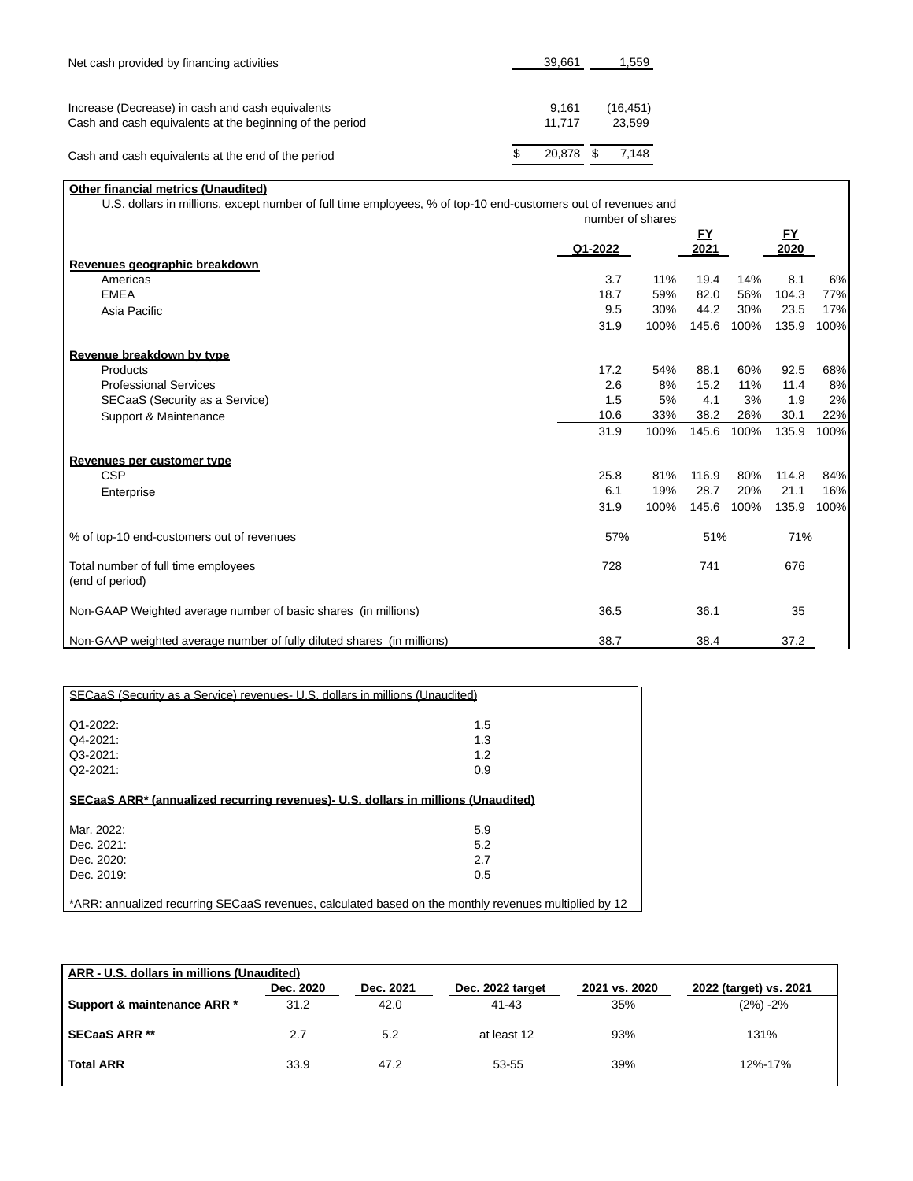| | | |
|---|---|---|
| Net cash provided by financing activities | 39,661 | 1,559 |
| | | |
| Increase (Decrease) in cash and cash equivalents | 9,161 | (16,451) |
| Cash and cash equivalents at the beginning of the period | 11,717 | 23,599 |
| | | |
| Cash and cash equivalents at the end of the period | $ 20,878 | $ 7,148 |

**Other financial metrics (Unaudited)**

U.S. dollars in millions, except number of full time employees, % of top-10 end-customers out of revenues and number of shares

| | Q1-2022 | | FY 2021 | | FY 2020 | |
|---|---|---|---|---|---|---|
| **Revenues geographic breakdown** | | | | | | |
| Americas | 3.7 | 11% | 19.4 | 14% | 8.1 | 6% |
| EMEA | 18.7 | 59% | 82.0 | 56% | 104.3 | 77% |
| Asia Pacific | 9.5 | 30% | 44.2 | 30% | 23.5 | 17% |
| | 31.9 | 100% | 145.6 | 100% | 135.9 | 100% |
| **Revenue breakdown by type** | | | | | | |
| Products | 17.2 | 54% | 88.1 | 60% | 92.5 | 68% |
| Professional Services | 2.6 | 8% | 15.2 | 11% | 11.4 | 8% |
| SECaaS (Security as a Service) | 1.5 | 5% | 4.1 | 3% | 1.9 | 2% |
| Support & Maintenance | 10.6 | 33% | 38.2 | 26% | 30.1 | 22% |
| | 31.9 | 100% | 145.6 | 100% | 135.9 | 100% |
| **Revenues per customer type** | | | | | | |
| CSP | 25.8 | 81% | 116.9 | 80% | 114.8 | 84% |
| Enterprise | 6.1 | 19% | 28.7 | 20% | 21.1 | 16% |
| | 31.9 | 100% | 145.6 | 100% | 135.9 | 100% |
| % of top-10 end-customers out of revenues | 57% | | 51% | | 71% | |
| Total number of full time employees (end of period) | 728 | | 741 | | 676 | |
| Non-GAAP Weighted average number of basic shares (in millions) | 36.5 | | 36.1 | | 35 | |
| Non-GAAP weighted average number of fully diluted shares (in millions) | 38.7 | | 38.4 | | 37.2 | |

**SECaaS (Security as a Service) revenues- U.S. dollars in millions (Unaudited)**

| | |
|---|---|
| Q1-2022: | 1.5 |
| Q4-2021: | 1.3 |
| Q3-2021: | 1.2 |
| Q2-2021: | 0.9 |

**SECaaS ARR* (annualized recurring revenues)- U.S. dollars in millions (Unaudited)**

| | |
|---|---|
| Mar. 2022: | 5.9 |
| Dec. 2021: | 5.2 |
| Dec. 2020: | 2.7 |
| Dec. 2019: | 0.5 |

*ARR: annualized recurring SECaaS revenues, calculated based on the monthly revenues multiplied by 12

**ARR - U.S. dollars in millions (Unaudited)**

| | Dec. 2020 | Dec. 2021 | Dec. 2022 target | 2021 vs. 2020 | 2022 (target) vs. 2021 |
|---|---|---|---|---|---|
| **Support & maintenance ARR *** | 31.2 | 42.0 | 41-43 | 35% | (2%) -2% |
| **SECaaS ARR **** | 2.7 | 5.2 | at least 12 | 93% | 131% |
| **Total ARR** | 33.9 | 47.2 | 53-55 | 39% | 12%-17% |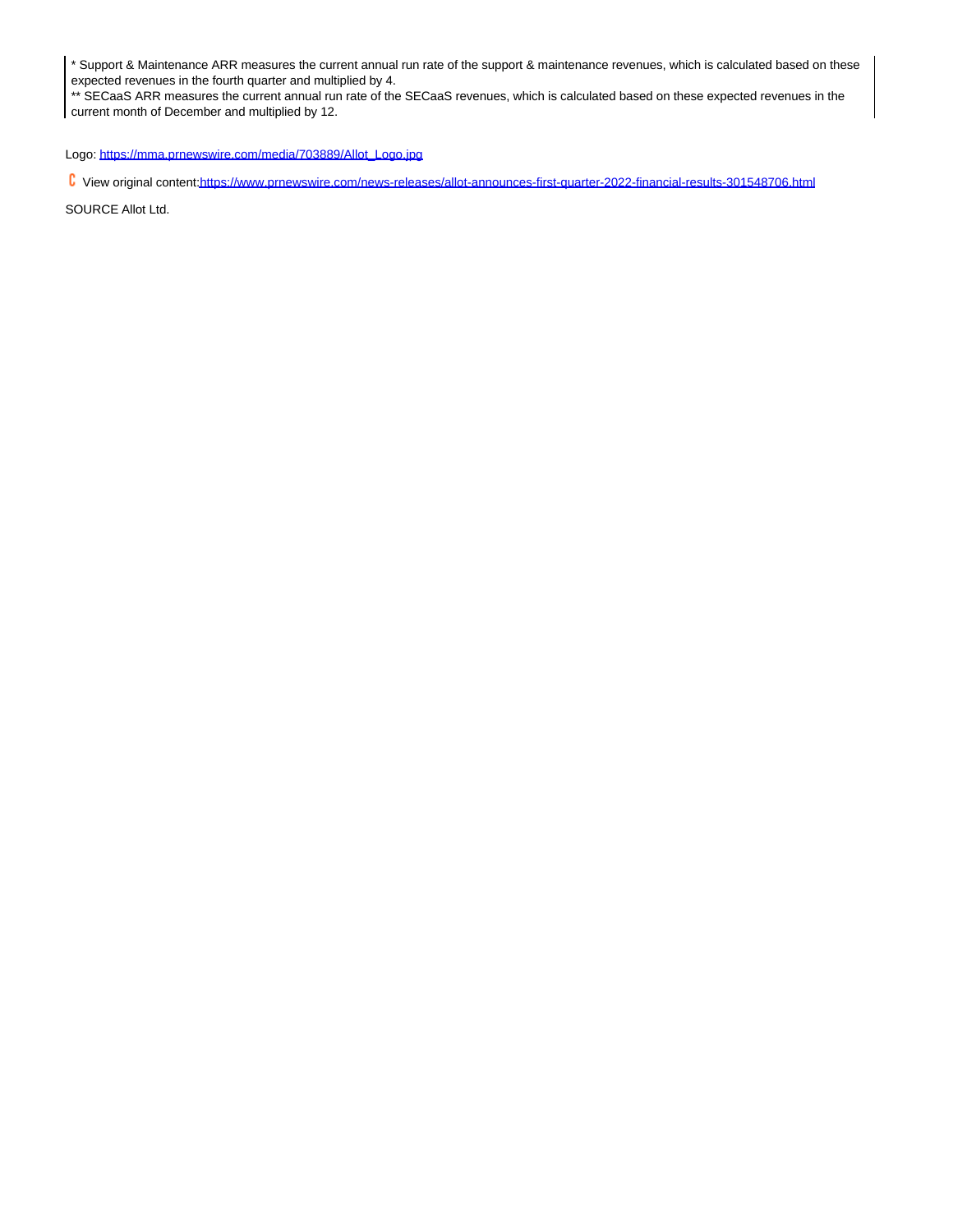* Support & Maintenance ARR measures the current annual run rate of the support & maintenance revenues, which is calculated based on these expected revenues in the fourth quarter and multiplied by 4.
** SECaaS ARR measures the current annual run rate of the SECaaS revenues, which is calculated based on these expected revenues in the current month of December and multiplied by 12.

Logo: https://mma.prnewswire.com/media/703889/Allot_Logo.jpg

View original content:https://www.prnewswire.com/news-releases/allot-announces-first-quarter-2022-financial-results-301548706.html

SOURCE Allot Ltd.